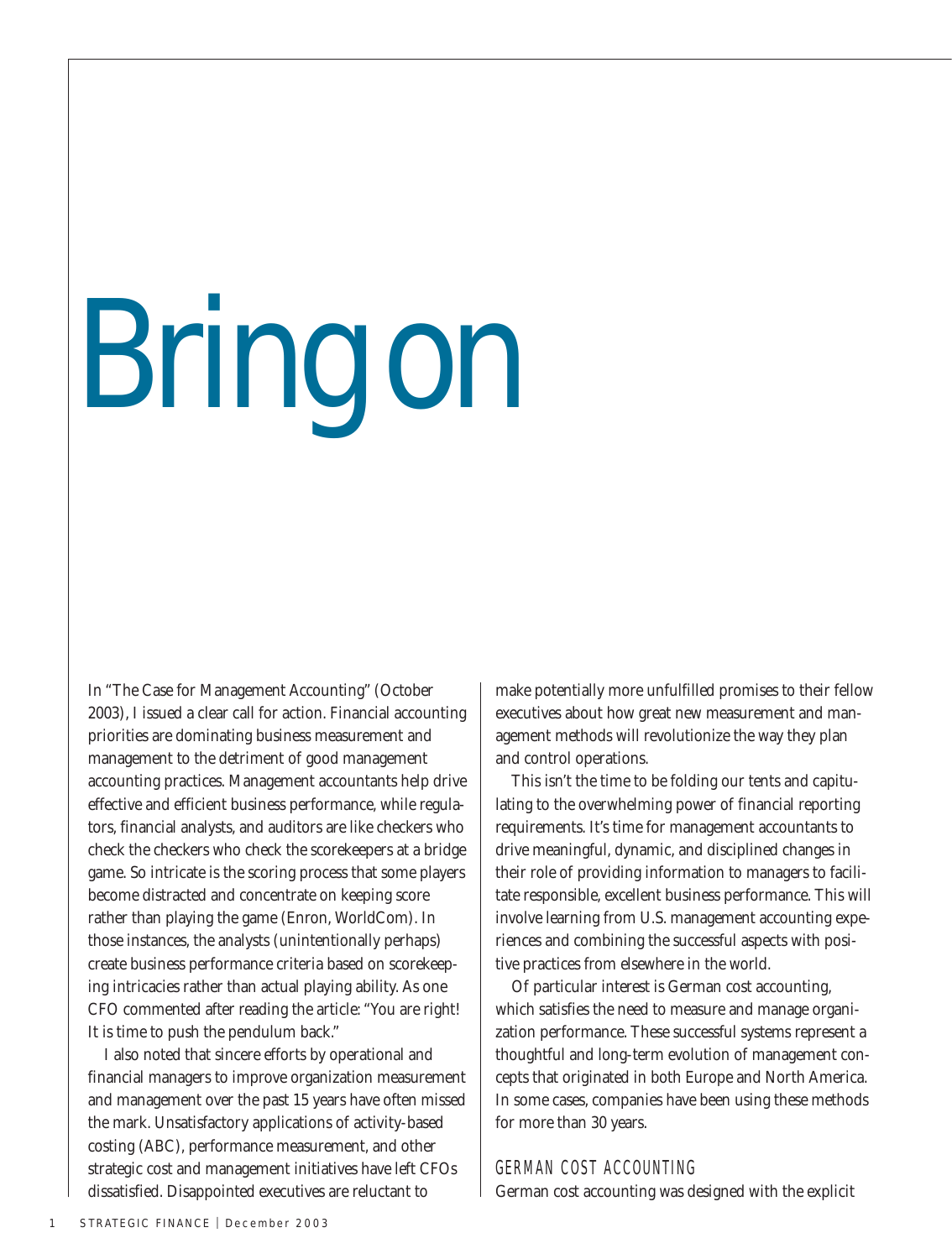# Bring on

In "The Case for Management Accounting" (October 2003), I issued a clear call for action. Financial accounting priorities are dominating business measurement and management to the detriment of good management accounting practices. Management accountants help drive effective and efficient business performance, while regulators, financial analysts, and auditors are like checkers who check the checkers who check the scorekeepers at a bridge game. So intricate is the scoring process that some players become distracted and concentrate on keeping score rather than playing the game (Enron, WorldCom). In those instances, the analysts (unintentionally perhaps) create business performance criteria based on scorekeeping intricacies rather than actual playing ability. As one CFO commented after reading the article: "You are right! It is time to push the pendulum back."

I also noted that sincere efforts by operational and financial managers to improve organization measurement and management over the past 15 years have often missed the mark. Unsatisfactory applications of activity-based costing (ABC), performance measurement, and other strategic cost and management initiatives have left CFOs dissatisfied. Disappointed executives are reluctant to make potentially more unfulfilled promises to their fellow executives about how great new measurement and management methods will revolutionize the way they plan and control operations.

This isn't the time to be folding our tents and capitulating to the overwhelming power of financial reporting requirements. It's time for management accountants to drive meaningful, dynamic, and disciplined changes in their role of providing information to managers to facilitate responsible, excellent business performance. This will involve learning from U.S. management accounting experiences and combining the successful aspects with positive practices from elsewhere in the world.

Of particular interest is German cost accounting, which satisfies the need to measure and manage organization performance. These successful systems represent a thoughtful and long-term evolution of management concepts that originated in both Europe and North America. In some cases, companies have been using these methods for more than 30 years.

## GERMAN COST ACCOUNTING

German cost accounting was designed with the explicit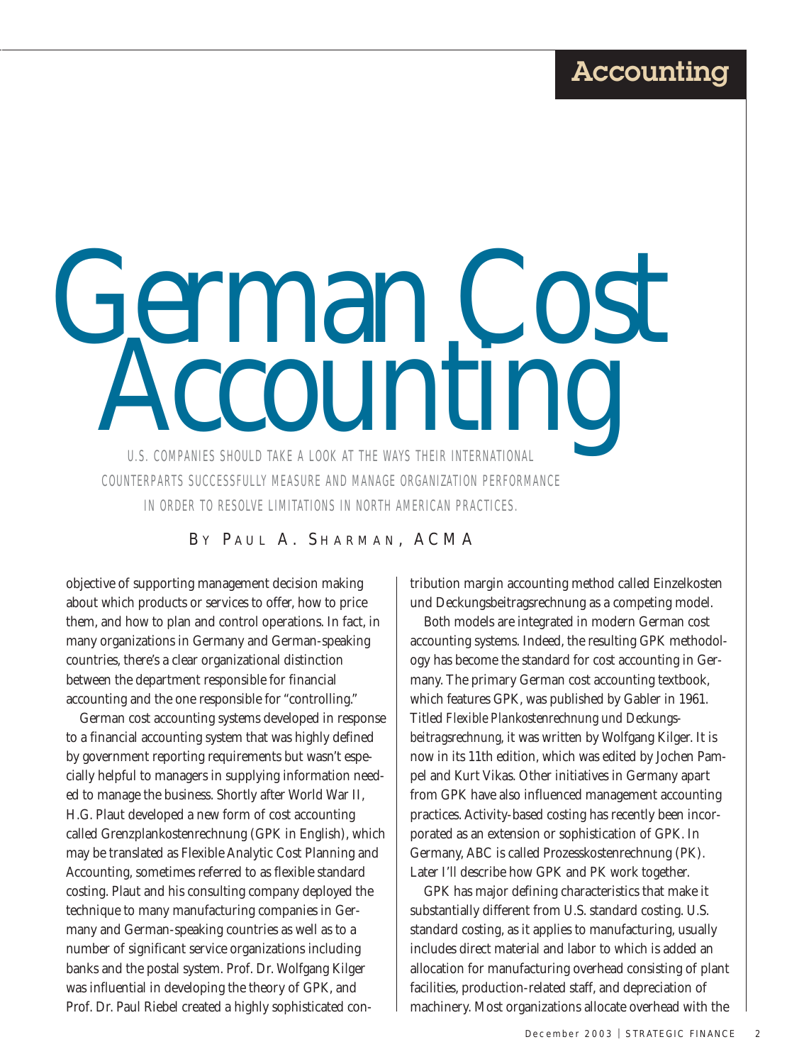# German Cost Accounting

*U.S. COMPANIES SHOULD TAKE A LOOK AT THE WAYS THEIR INTERNATIONAL COUNTERPARTS SUCCESSFULLY MEASURE AND MANAGE ORGANIZATION PERFORMANCE IN ORDER TO RESOLVE LIMITATIONS IN NORTH AMERICAN PRACTICES.*

BY PAUL A. SHARMAN, ACMA

objective of supporting management decision making about which products or services to offer, how to price them, and how to plan and control operations. In fact, in many organizations in Germany and German-speaking countries, there's a clear organizational distinction between the department responsible for financial accounting and the one responsible for "controlling."

German cost accounting systems developed in response to a financial accounting system that was highly defined by government reporting requirements but wasn't especially helpful to managers in supplying information needed to manage the business. Shortly after World War II, H.G. Plaut developed a new form of cost accounting called Grenzplankostenrechnung (GPK in English), which may be translated as Flexible Analytic Cost Planning and Accounting, sometimes referred to as flexible standard costing. Plaut and his consulting company deployed the technique to many manufacturing companies in Germany and German-speaking countries as well as to a number of significant service organizations including banks and the postal system. Prof. Dr. Wolfgang Kilger was influential in developing the theory of GPK, and Prof. Dr. Paul Riebel created a highly sophisticated contribution margin accounting method called Einzelkosten und Deckungsbeitragsrechnung as a competing model.

Both models are integrated in modern German cost accounting systems. Indeed, the resulting GPK methodology has become the standard for cost accounting in Germany. The primary German cost accounting textbook, which features GPK, was published by Gabler in 1961. Titled *Flexible Plankostenrechnung und Deckungsbeitragsrechnung*, it was written by Wolfgang Kilger. It is now in its 11th edition, which was edited by Jochen Pampel and Kurt Vikas. Other initiatives in Germany apart from GPK have also influenced management accounting practices. Activity-based costing has recently been incorporated as an extension or sophistication of GPK. In Germany, ABC is called Prozesskostenrechnung (PK). Later I'll describe how GPK and PK work together.

GPK has major defining characteristics that make it substantially different from U.S. standard costing. U.S. standard costing, as it applies to manufacturing, usually includes direct material and labor to which is added an allocation for manufacturing overhead consisting of plant facilities, production-related staff, and depreciation of machinery. Most organizations allocate overhead with the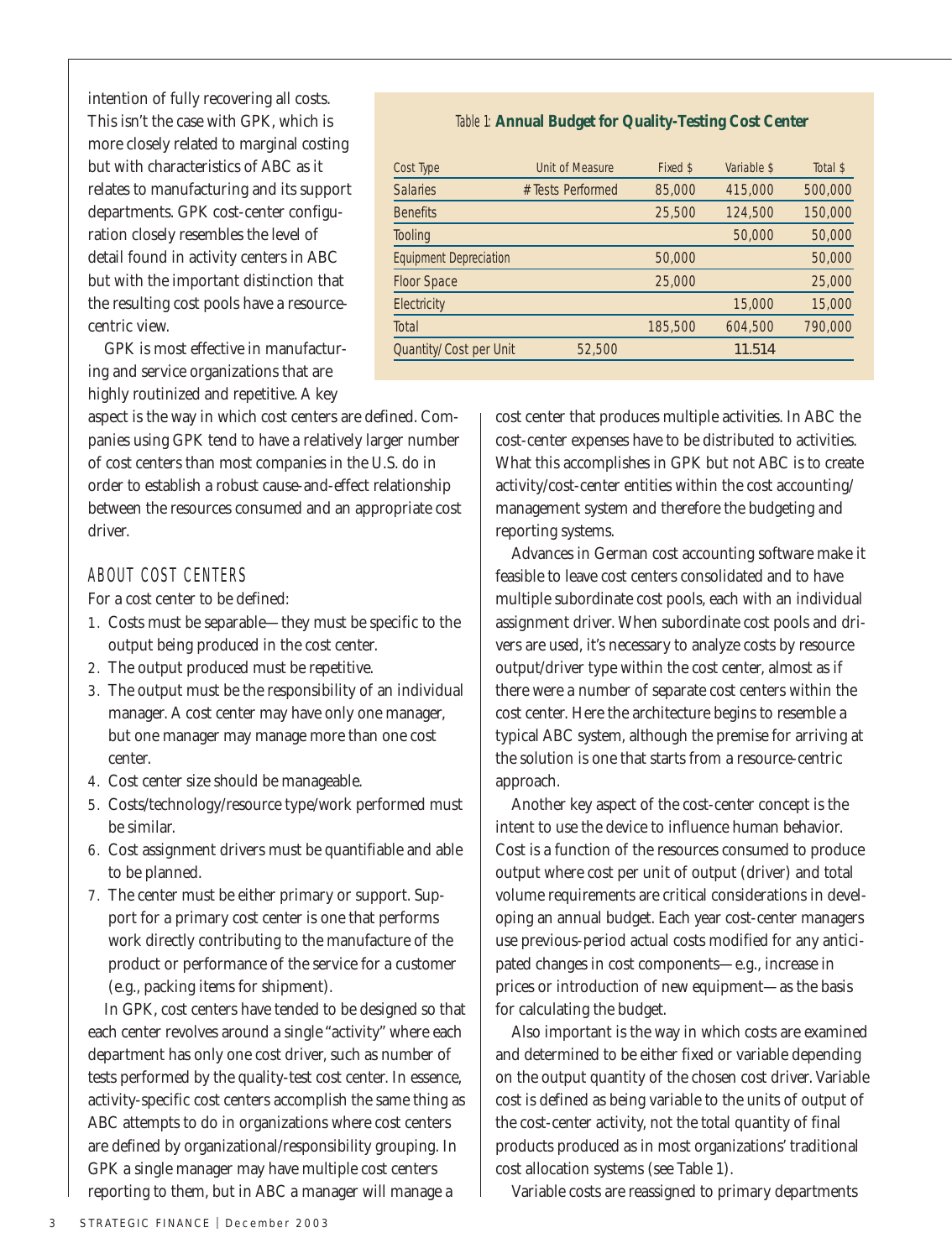intention of fully recovering all costs. This isn't the case with GPK, which is more closely related to marginal costing but with characteristics of ABC as it relates to manufacturing and its support departments. GPK cost-center configuration closely resembles the level of detail found in activity centers in ABC but with the important distinction that the resulting cost pools have a resource-centric view.

GPK is most effective in manufacturing and service organizations that are highly routinized and repetitive. A key aspect is the way in which cost centers are defined. Companies using GPK tend to have a relatively larger number of cost centers than most companies in the U.S. do in order to establish a robust cause-and-effect relationship between the resources consumed and an appropriate cost driver.

Table 1: **Annual Budget for Quality-Testing Cost Center**

| Cost Type | Unit of Measure | Fixed $ | Variable $ | Total $ |
|---|---|---|---|---|
| Salaries | # Tests Performed | 85,000 | 415,000 | 500,000 |
| Benefits | | 25,500 | 124,500 | 150,000 |
| Tooling | | | 50,000 | 50,000 |
| Equipment Depreciation | | 50,000 | | 50,000 |
| Floor Space | | 25,000 | | 25,000 |
| Electricity | | | 15,000 | 15,000 |
| Total | | 185,500 | 604,500 | 790,000 |
| Quantity/Cost per Unit | 52,500 | | 11.514 | |

## ABOUT COST CENTERS

For a cost center to be defined:

1. Costs must be separable—they must be specific to the output being produced in the cost center.
2. The output produced must be repetitive.
3. The output must be the responsibility of an individual manager. A cost center may have only one manager, but one manager may manage more than one cost center.
4. Cost center size should be manageable.
5. Costs/technology/resource type/work performed must be similar.
6. Cost assignment drivers must be quantifiable and able to be planned.
7. The center must be either primary or support. Support for a primary cost center is one that performs work directly contributing to the manufacture of the product or performance of the service for a customer (e.g., packing items for shipment).

In GPK, cost centers have tended to be designed so that each center revolves around a single "activity" where each department has only one cost driver, such as number of tests performed by the quality-test cost center. In essence, activity-specific cost centers accomplish the same thing as ABC attempts to do in organizations where cost centers are defined by organizational/responsibility grouping. In GPK a single manager may have multiple cost centers reporting to them, but in ABC a manager will manage a cost center that produces multiple activities. In ABC the cost-center expenses have to be distributed to activities. What this accomplishes in GPK but not ABC is to create activity/cost-center entities within the cost accounting/management system and therefore the budgeting and reporting systems.

Advances in German cost accounting software make it feasible to leave cost centers consolidated and to have multiple subordinate cost pools, each with an individual assignment driver. When subordinate cost pools and drivers are used, it's necessary to analyze costs by resource output/driver type within the cost center, almost as if there were a number of separate cost centers within the cost center. Here the architecture begins to resemble a typical ABC system, although the premise for arriving at the solution is one that starts from a resource-centric approach.

Another key aspect of the cost-center concept is the intent to use the device to influence human behavior. Cost is a function of the resources consumed to produce output where cost per unit of output (driver) and total volume requirements are critical considerations in developing an annual budget. Each year cost-center managers use previous-period actual costs modified for any anticipated changes in cost components—e.g., increase in prices or introduction of new equipment—as the basis for calculating the budget.

Also important is the way in which costs are examined and determined to be either fixed or variable depending on the output quantity of the chosen cost driver. Variable cost is defined as being variable to the units of output of the cost-center activity, not the total quantity of final products produced as in most organizations' traditional cost allocation systems (see Table 1).

Variable costs are reassigned to primary departments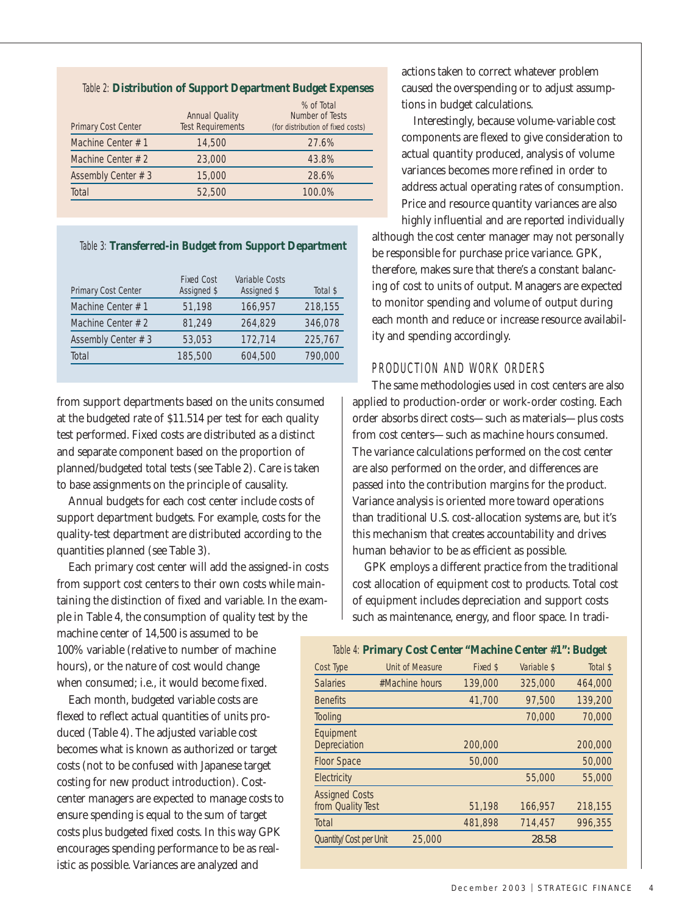Table 2: **Distribution of Support Department Budget Expenses**

| Primary Cost Center | Annual Quality Test Requirements | % of Total Number of Tests (for distribution of fixed costs) |
|---|---|---|
| Machine Center # 1 | 14,500 | 27.6% |
| Machine Center # 2 | 23,000 | 43.8% |
| Assembly Center # 3 | 15,000 | 28.6% |
| Total | 52,500 | 100.0% |

Table 3: **Transferred-in Budget from Support Department**

| Primary Cost Center | Fixed Cost Assigned $ | Variable Costs Assigned $ | Total $ |
|---|---|---|---|
| Machine Center # 1 | 51,198 | 166,957 | 218,155 |
| Machine Center # 2 | 81,249 | 264,829 | 346,078 |
| Assembly Center # 3 | 53,053 | 172,714 | 225,767 |
| Total | 185,500 | 604,500 | 790,000 |

from support departments based on the units consumed at the budgeted rate of $11.514 per test for each quality test performed. Fixed costs are distributed as a distinct and separate component based on the proportion of planned/budgeted total tests (see Table 2). Care is taken to base assignments on the principle of causality.

Annual budgets for each cost center include costs of support department budgets. For example, costs for the quality-test department are distributed according to the quantities planned (see Table 3).

Each primary cost center will add the assigned-in costs from support cost centers to their own costs while maintaining the distinction of fixed and variable. In the example in Table 4, the consumption of quality test by the machine center of 14,500 is assumed to be 100% variable (relative to number of machine hours), or the nature of cost would change when consumed; i.e., it would become fixed.

Each month, budgeted variable costs are flexed to reflect actual quantities of units produced (Table 4). The adjusted variable cost becomes what is known as authorized or target costs (not to be confused with Japanese target costing for new product introduction). Cost-center managers are expected to manage costs to ensure spending is equal to the sum of target costs plus budgeted fixed costs. In this way GPK encourages spending performance to be as realistic as possible. Variances are analyzed and actions taken to correct whatever problem caused the overspending or to adjust assumptions in budget calculations.

Interestingly, because volume-variable cost components are flexed to give consideration to actual quantity produced, analysis of volume variances becomes more refined in order to address actual operating rates of consumption. Price and resource quantity variances are also highly influential and are reported individually although the cost center manager may not personally be responsible for purchase price variance. GPK, therefore, makes sure that there's a constant balancing of cost to units of output. Managers are expected to monitor spending and volume of output during each month and reduce or increase resource availability and spending accordingly.

### PRODUCTION AND WORK ORDERS

The same methodologies used in cost centers are also applied to production-order or work-order costing. Each order absorbs direct costs—such as materials—plus costs from cost centers—such as machine hours consumed. The variance calculations performed on the cost center are also performed on the order, and differences are passed into the contribution margins for the product. Variance analysis is oriented more toward operations than traditional U.S. cost-allocation systems are, but it's this mechanism that creates accountability and drives human behavior to be as efficient as possible.

GPK employs a different practice from the traditional cost allocation of equipment cost to products. Total cost of equipment includes depreciation and support costs such as maintenance, energy, and floor space. In tradi-

Table 4: **Primary Cost Center "Machine Center #1": Budget**

| Cost Type | Unit of Measure | Fixed $ | Variable $ | Total $ |
|---|---|---|---|---|
| Salaries | #Machine hours | 139,000 | 325,000 | 464,000 |
| Benefits | | 41,700 | 97,500 | 139,200 |
| Tooling | | | 70,000 | 70,000 |
| Equipment Depreciation | | 200,000 | | 200,000 |
| Floor Space | | 50,000 | | 50,000 |
| Electricity | | | 55,000 | 55,000 |
| Assigned Costs from Quality Test | | 51,198 | 166,957 | 218,155 |
| Total | | 481,898 | 714,457 | 996,355 |
| Quantity/Cost per Unit | 25,000 | | 28.58 | |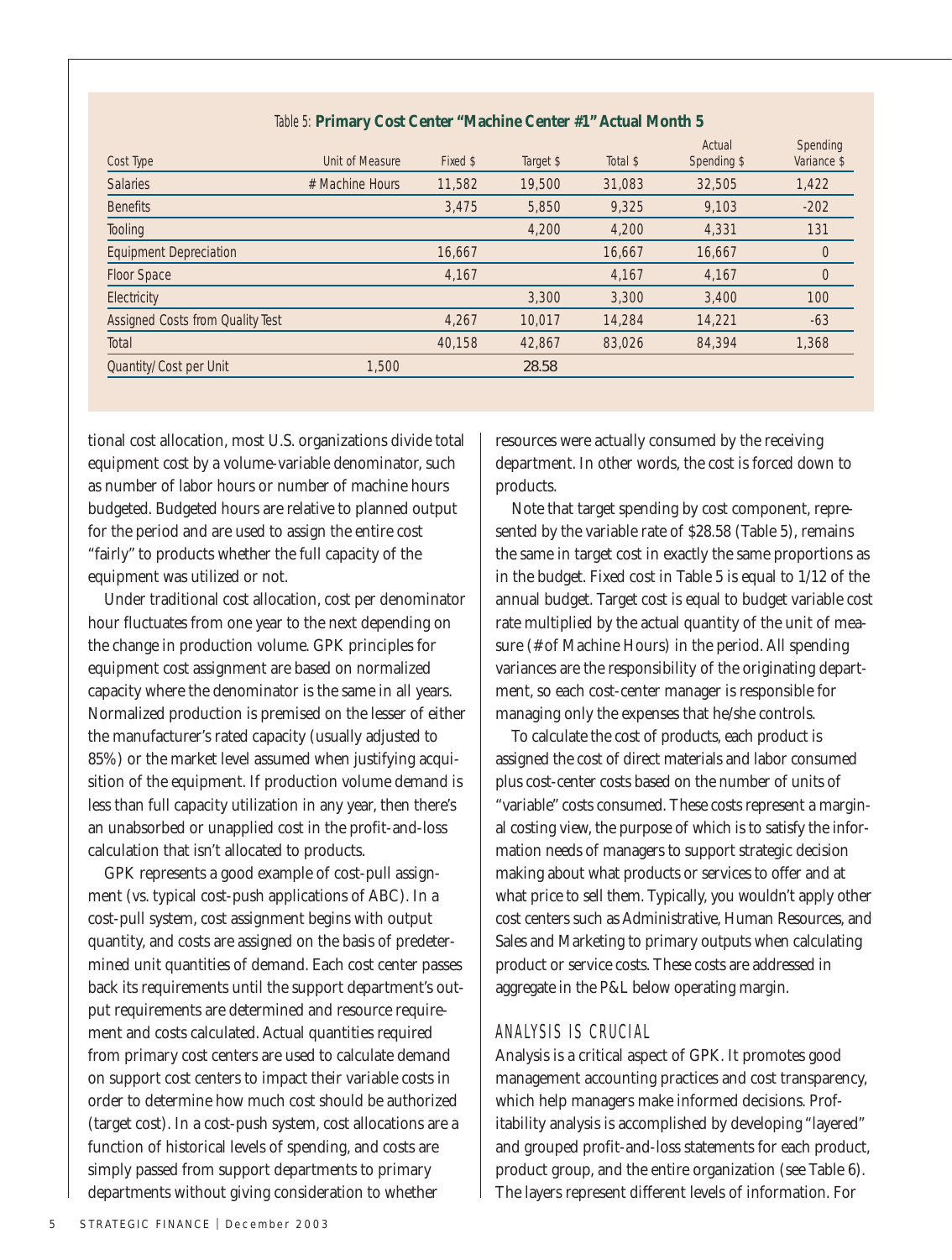Table 5: **Primary Cost Center "Machine Center #1" Actual Month 5**

| Cost Type | Unit of Measure | Fixed $ | Target $ | Total $ | Actual Spending $ | Spending Variance $ |
|---|---|---|---|---|---|---|
| Salaries | # Machine Hours | 11,582 | 19,500 | 31,083 | 32,505 | 1,422 |
| Benefits | | 3,475 | 5,850 | 9,325 | 9,103 | -202 |
| Tooling | | | 4,200 | 4,200 | 4,331 | 131 |
| Equipment Depreciation | | 16,667 | | 16,667 | 16,667 | 0 |
| Floor Space | | 4,167 | | 4,167 | 4,167 | 0 |
| Electricity | | | 3,300 | 3,300 | 3,400 | 100 |
| Assigned Costs from Quality Test | | 4,267 | 10,017 | 14,284 | 14,221 | -63 |
| Total | | 40,158 | 42,867 | 83,026 | 84,394 | 1,368 |
| Quantity/Cost per Unit | 1,500 | | 28.58 | | | |

tional cost allocation, most U.S. organizations divide total equipment cost by a volume-variable denominator, such as number of labor hours or number of machine hours budgeted. Budgeted hours are relative to planned output for the period and are used to assign the entire cost "fairly" to products whether the full capacity of the equipment was utilized or not.

Under traditional cost allocation, cost per denominator hour fluctuates from one year to the next depending on the change in production volume. GPK principles for equipment cost assignment are based on normalized capacity where the denominator is the same in all years. Normalized production is premised on the lesser of either the manufacturer's rated capacity (usually adjusted to 85%) or the market level assumed when justifying acquisition of the equipment. If production volume demand is less than full capacity utilization in any year, then there's an unabsorbed or unapplied cost in the profit-and-loss calculation that isn't allocated to products.

GPK represents a good example of cost-pull assignment (vs. typical cost-push applications of ABC). In a cost-pull system, cost assignment begins with output quantity, and costs are assigned on the basis of predetermined unit quantities of demand. Each cost center passes back its requirements until the support department's output requirements are determined and resource requirement and costs calculated. Actual quantities required from primary cost centers are used to calculate demand on support cost centers to impact their variable costs in order to determine how much cost should be authorized (target cost). In a cost-push system, cost allocations are a function of historical levels of spending, and costs are simply passed from support departments to primary departments without giving consideration to whether resources were actually consumed by the receiving department. In other words, the cost is forced down to products.

Note that target spending by cost component, represented by the variable rate of $28.58 (Table 5), remains the same in target cost in exactly the same proportions as in the budget. Fixed cost in Table 5 is equal to 1/12 of the annual budget. Target cost is equal to budget variable cost rate multiplied by the actual quantity of the unit of measure (# of Machine Hours) in the period. All spending variances are the responsibility of the originating department, so each cost-center manager is responsible for managing only the expenses that he/she controls.

To calculate the cost of products, each product is assigned the cost of direct materials and labor consumed plus cost-center costs based on the number of units of "variable" costs consumed. These costs represent a marginal costing view, the purpose of which is to satisfy the information needs of managers to support strategic decision making about what products or services to offer and at what price to sell them. Typically, you wouldn't apply other cost centers such as Administrative, Human Resources, and Sales and Marketing to primary outputs when calculating product or service costs. These costs are addressed in aggregate in the P&L below operating margin.

## ANALYSIS IS CRUCIAL

Analysis is a critical aspect of GPK. It promotes good management accounting practices and cost transparency, which help managers make informed decisions. Profitability analysis is accomplished by developing "layered" and grouped profit-and-loss statements for each product, product group, and the entire organization (see Table 6). The layers represent different levels of information. For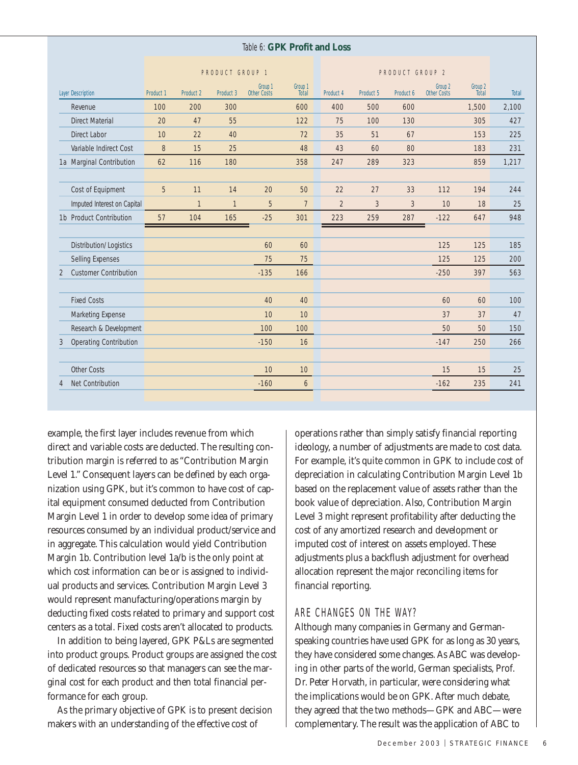Table 6: **GPK Profit and Loss**

| | Layer Description | Product 1 | Product 2 | Product 3 | Group 1 Other Costs | Group 1 Total | Product 4 | Product 5 | Product 6 | Group 2 Other Costs | Group 2 Total | Total |
|---|---|---|---|---|---|---|---|---|---|---|---|---|
| | | PRODUCT GROUP 1 | | | | | PRODUCT GROUP 2 | | | | | |
| | Revenue | 100 | 200 | 300 | | 600 | 400 | 500 | 600 | | 1,500 | 2,100 |
| | Direct Material | 20 | 47 | 55 | | 122 | 75 | 100 | 130 | | 305 | 427 |
| | Direct Labor | 10 | 22 | 40 | | 72 | 35 | 51 | 67 | | 153 | 225 |
| | Variable Indirect Cost | 8 | 15 | 25 | | 48 | 43 | 60 | 80 | | 183 | 231 |
| 1a | Marginal Contribution | 62 | 116 | 180 | | 358 | 247 | 289 | 323 | | 859 | 1,217 |
| | Cost of Equipment | 5 | 11 | 14 | 20 | 50 | 22 | 27 | 33 | 112 | 194 | 244 |
| | Imputed Interest on Capital | | 1 | 1 | 5 | 7 | 2 | 3 | 3 | 10 | 18 | 25 |
| 1b | Product Contribution | 57 | 104 | 165 | -25 | 301 | 223 | 259 | 287 | -122 | 647 | 948 |
| | Distribution/Logistics | | | | 60 | 60 | | | | 125 | 125 | 185 |
| | Selling Expenses | | | | 75 | 75 | | | | 125 | 125 | 200 |
| 2 | Customer Contribution | | | | -135 | 166 | | | | -250 | 397 | 563 |
| | Fixed Costs | | | | 40 | 40 | | | | 60 | 60 | 100 |
| | Marketing Expense | | | | 10 | 10 | | | | 37 | 37 | 47 |
| | Research & Development | | | | 100 | 100 | | | | 50 | 50 | 150 |
| 3 | Operating Contribution | | | | -150 | 16 | | | | -147 | 250 | 266 |
| | Other Costs | | | | 10 | 10 | | | | 15 | 15 | 25 |
| 4 | Net Contribution | | | | -160 | 6 | | | | -162 | 235 | 241 |

example, the first layer includes revenue from which direct and variable costs are deducted. The resulting contribution margin is referred to as "Contribution Margin Level 1." Consequent layers can be defined by each organization using GPK, but it's common to have cost of capital equipment consumed deducted from Contribution Margin Level 1 in order to develop some idea of primary resources consumed by an individual product/service and in aggregate. This calculation would yield Contribution Margin 1b. Contribution level 1a/b is the only point at which cost information can be or is assigned to individual products and services. Contribution Margin Level 3 would represent manufacturing/operations margin by deducting fixed costs related to primary and support cost centers as a total. Fixed costs aren't allocated to products.

In addition to being layered, GPK P&Ls are segmented into product groups. Product groups are assigned the cost of dedicated resources so that managers can see the marginal cost for each product and then total financial performance for each group.

As the primary objective of GPK is to present decision makers with an understanding of the effective cost of operations rather than simply satisfy financial reporting ideology, a number of adjustments are made to cost data. For example, it's quite common in GPK to include cost of depreciation in calculating Contribution Margin Level 1b based on the replacement value of assets rather than the book value of depreciation. Also, Contribution Margin Level 3 might represent profitability after deducting the cost of any amortized research and development or imputed cost of interest on assets employed. These adjustments plus a backflush adjustment for overhead allocation represent the major reconciling items for financial reporting.

## ARE CHANGES ON THE WAY?

Although many companies in Germany and German-speaking countries have used GPK for as long as 30 years, they have considered some changes. As ABC was developing in other parts of the world, German specialists, Prof. Dr. Peter Horvath, in particular, were considering what the implications would be on GPK. After much debate, they agreed that the two methods—GPK and ABC—were complementary. The result was the application of ABC to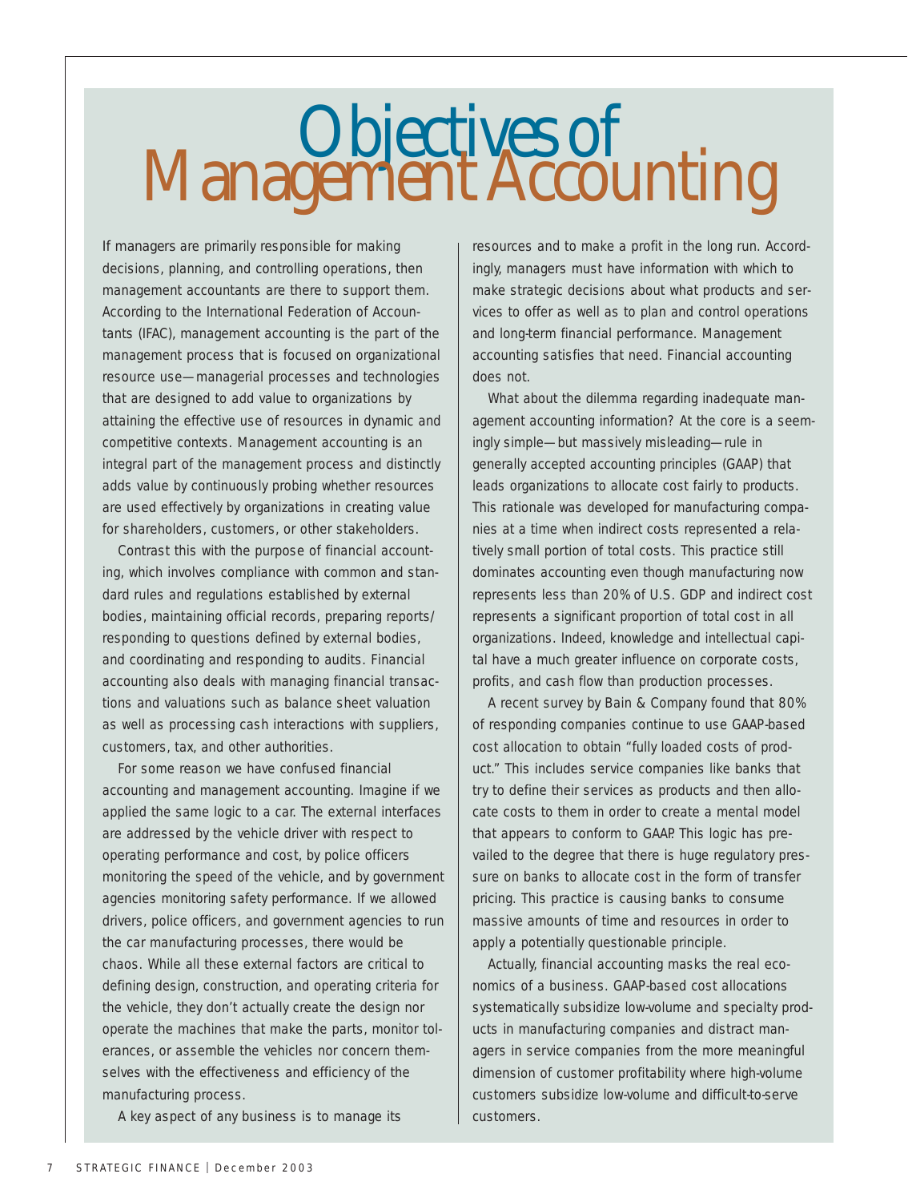# Objectives of Management Accounting

If managers are primarily responsible for making decisions, planning, and controlling operations, then management accountants are there to support them. According to the International Federation of Accountants (IFAC), management accounting is the part of the management process that is focused on organizational resource use—managerial processes and technologies that are designed to add value to organizations by attaining the effective use of resources in dynamic and competitive contexts. Management accounting is an integral part of the management process and distinctly adds value by continuously probing whether resources are used effectively by organizations in creating value for shareholders, customers, or other stakeholders.

Contrast this with the purpose of financial accounting, which involves compliance with common and standard rules and regulations established by external bodies, maintaining official records, preparing reports/responding to questions defined by external bodies, and coordinating and responding to audits. Financial accounting also deals with managing financial transactions and valuations such as balance sheet valuation as well as processing cash interactions with suppliers, customers, tax, and other authorities.

For some reason we have confused financial accounting and management accounting. Imagine if we applied the same logic to a car. The external interfaces are addressed by the vehicle driver with respect to operating performance and cost, by police officers monitoring the speed of the vehicle, and by government agencies monitoring safety performance. If we allowed drivers, police officers, and government agencies to run the car manufacturing processes, there would be chaos. While all these external factors are critical to defining design, construction, and operating criteria for the vehicle, they don't actually create the design nor operate the machines that make the parts, monitor tolerances, or assemble the vehicles nor concern themselves with the effectiveness and efficiency of the manufacturing process.

A key aspect of any business is to manage its resources and to make a profit in the long run. Accordingly, managers must have information with which to make strategic decisions about what products and services to offer as well as to plan and control operations and long-term financial performance. Management accounting satisfies that need. Financial accounting does not.

What about the dilemma regarding inadequate management accounting information? At the core is a seemingly simple—but massively misleading—rule in generally accepted accounting principles (GAAP) that leads organizations to allocate cost fairly to products. This rationale was developed for manufacturing companies at a time when indirect costs represented a relatively small portion of total costs. This practice still dominates accounting even though manufacturing now represents less than 20% of U.S. GDP and indirect cost represents a significant proportion of total cost in all organizations. Indeed, knowledge and intellectual capital have a much greater influence on corporate costs, profits, and cash flow than production processes.

A recent survey by Bain & Company found that 80% of responding companies continue to use GAAP-based cost allocation to obtain "fully loaded costs of product." This includes service companies like banks that try to define their services as products and then allocate costs to them in order to create a mental model that appears to conform to GAAP. This logic has prevailed to the degree that there is huge regulatory pressure on banks to allocate cost in the form of transfer pricing. This practice is causing banks to consume massive amounts of time and resources in order to apply a potentially questionable principle.

Actually, financial accounting masks the real economics of a business. GAAP-based cost allocations systematically subsidize low-volume and specialty products in manufacturing companies and distract managers in service companies from the more meaningful dimension of customer profitability where high-volume customers subsidize low-volume and difficult-to-serve customers.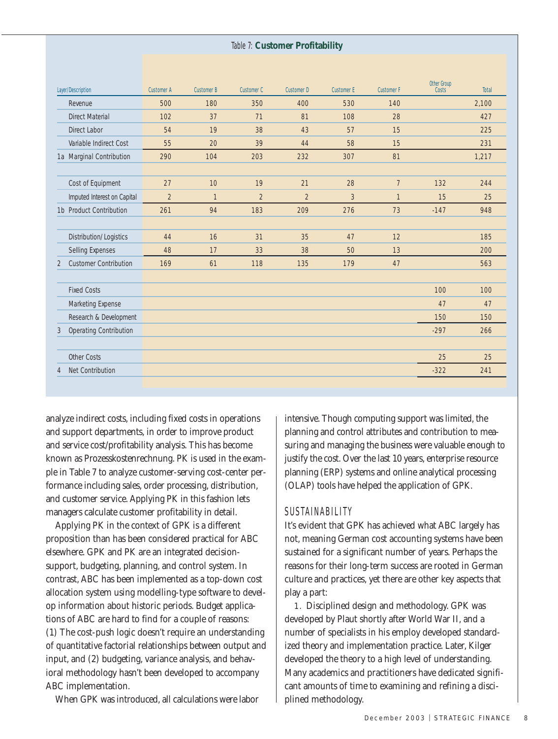Table 7: **Customer Profitability**

| Layer/Description | Customer A | Customer B | Customer C | Customer D | Customer E | Customer F | Other Group Costs | Total |
|---|---|---|---|---|---|---|---|---|
| Revenue | 500 | 180 | 350 | 400 | 530 | 140 | | 2,100 |
| Direct Material | 102 | 37 | 71 | 81 | 108 | 28 | | 427 |
| Direct Labor | 54 | 19 | 38 | 43 | 57 | 15 | | 225 |
| Variable Indirect Cost | 55 | 20 | 39 | 44 | 58 | 15 | | 231 |
| 1a Marginal Contribution | 290 | 104 | 203 | 232 | 307 | 81 | | 1,217 |
| | | | | | | | | |
| Cost of Equipment | 27 | 10 | 19 | 21 | 28 | 7 | 132 | 244 |
| Imputed Interest on Capital | 2 | 1 | 2 | 2 | 3 | 1 | 15 | 25 |
| 1b Product Contribution | 261 | 94 | 183 | 209 | 276 | 73 | -147 | 948 |
| | | | | | | | | |
| Distribution/Logistics | 44 | 16 | 31 | 35 | 47 | 12 | | 185 |
| Selling Expenses | 48 | 17 | 33 | 38 | 50 | 13 | | 200 |
| 2 Customer Contribution | 169 | 61 | 118 | 135 | 179 | 47 | | 563 |
| | | | | | | | | |
| Fixed Costs | | | | | | | 100 | 100 |
| Marketing Expense | | | | | | | 47 | 47 |
| Research & Development | | | | | | | 150 | 150 |
| 3 Operating Contribution | | | | | | | -297 | 266 |
| | | | | | | | | |
| Other Costs | | | | | | | 25 | 25 |
| 4 Net Contribution | | | | | | | -322 | 241 |

analyze indirect costs, including fixed costs in operations and support departments, in order to improve product and service cost/profitability analysis. This has become known as Prozesskostenrechnung. PK is used in the example in Table 7 to analyze customer-serving cost-center performance including sales, order processing, distribution, and customer service. Applying PK in this fashion lets managers calculate customer profitability in detail.

Applying PK in the context of GPK is a different proposition than has been considered practical for ABC elsewhere. GPK and PK are an integrated decision-support, budgeting, planning, and control system. In contrast, ABC has been implemented as a top-down cost allocation system using modelling-type software to develop information about historic periods. Budget applications of ABC are hard to find for a couple of reasons: (1) The cost-push logic doesn't require an understanding of quantitative factorial relationships between output and input, and (2) budgeting, variance analysis, and behavioral methodology hasn't been developed to accompany ABC implementation.

When GPK was introduced, all calculations were labor intensive. Though computing support was limited, the planning and control attributes and contribution to measuring and managing the business were valuable enough to justify the cost. Over the last 10 years, enterprise resource planning (ERP) systems and online analytical processing (OLAP) tools have helped the application of GPK.

## SUSTAINABILITY

It's evident that GPK has achieved what ABC largely has not, meaning German cost accounting systems have been sustained for a significant number of years. Perhaps the reasons for their long-term success are rooted in German culture and practices, yet there are other key aspects that play a part:

1. Disciplined design and methodology. GPK was developed by Plaut shortly after World War II, and a number of specialists in his employ developed standardized theory and implementation practice. Later, Kilger developed the theory to a high level of understanding. Many academics and practitioners have dedicated significant amounts of time to examining and refining a disciplined methodology.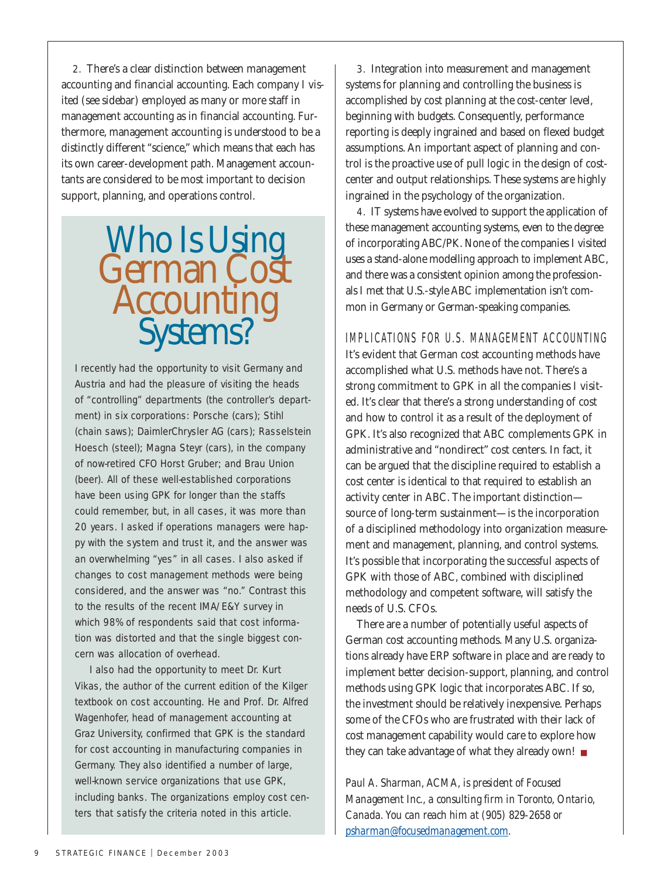2. There's a clear distinction between management accounting and financial accounting. Each company I visited (see sidebar) employed as many or more staff in management accounting as in financial accounting. Furthermore, management accounting is understood to be a distinctly different "science," which means that each has its own career-development path. Management accountants are considered to be most important to decision support, planning, and operations control.

## Who Is Using German Cost Accounting Systems?

I recently had the opportunity to visit Germany and Austria and had the pleasure of visiting the heads of "controlling" departments (the controller's department) in six corporations: Porsche (cars); Stihl (chain saws); DaimlerChrysler AG (cars); Rasselstein Hoesch (steel); Magna Steyr (cars), in the company of now-retired CFO Horst Gruber; and Brau Union (beer). All of these well-established corporations have been using GPK for longer than the staffs could remember, but, in all cases, it was more than 20 years. I asked if operations managers were happy with the system and trust it, and the answer was an overwhelming "yes" in all cases. I also asked if changes to cost management methods were being considered, and the answer was "no." Contrast this to the results of the recent IMA/E&Y survey in which 98% of respondents said that cost information was distorted and that the single biggest concern was allocation of overhead.

I also had the opportunity to meet Dr. Kurt Vikas, the author of the current edition of the Kilger textbook on cost accounting. He and Prof. Dr. Alfred Wagenhofer, head of management accounting at Graz University, confirmed that GPK is the standard for cost accounting in manufacturing companies in Germany. They also identified a number of large, well-known service organizations that use GPK, including banks. The organizations employ cost centers that satisfy the criteria noted in this article.

3. Integration into measurement and management systems for planning and controlling the business is accomplished by cost planning at the cost-center level, beginning with budgets. Consequently, performance reporting is deeply ingrained and based on flexed budget assumptions. An important aspect of planning and control is the proactive use of pull logic in the design of cost-center and output relationships. These systems are highly ingrained in the psychology of the organization.

4. IT systems have evolved to support the application of these management accounting systems, even to the degree of incorporating ABC/PK. None of the companies I visited uses a stand-alone modelling approach to implement ABC, and there was a consistent opinion among the professionals I met that U.S.-style ABC implementation isn't common in Germany or German-speaking companies.

### IMPLICATIONS FOR U.S. MANAGEMENT ACCOUNTING

It's evident that German cost accounting methods have accomplished what U.S. methods have not. There's a strong commitment to GPK in all the companies I visited. It's clear that there's a strong understanding of cost and how to control it as a result of the deployment of GPK. It's also recognized that ABC complements GPK in administrative and "nondirect" cost centers. In fact, it can be argued that the discipline required to establish a cost center is identical to that required to establish an activity center in ABC. The important distinction—source of long-term sustainment—is the incorporation of a disciplined methodology into organization measurement and management, planning, and control systems. It's possible that incorporating the successful aspects of GPK with those of ABC, combined with disciplined methodology and competent software, will satisfy the needs of U.S. CFOs.

There are a number of potentially useful aspects of German cost accounting methods. Many U.S. organizations already have ERP software in place and are ready to implement better decision-support, planning, and control methods using GPK logic that incorporates ABC. If so, the investment should be relatively inexpensive. Perhaps some of the CFOs who are frustrated with their lack of cost management capability would care to explore how they can take advantage of what they already own! ■

*Paul A. Sharman, ACMA, is president of Focused Management Inc., a consulting firm in Toronto, Ontario, Canada. You can reach him at (905) 829-2658 or psharman@focusedmanagement.com.*